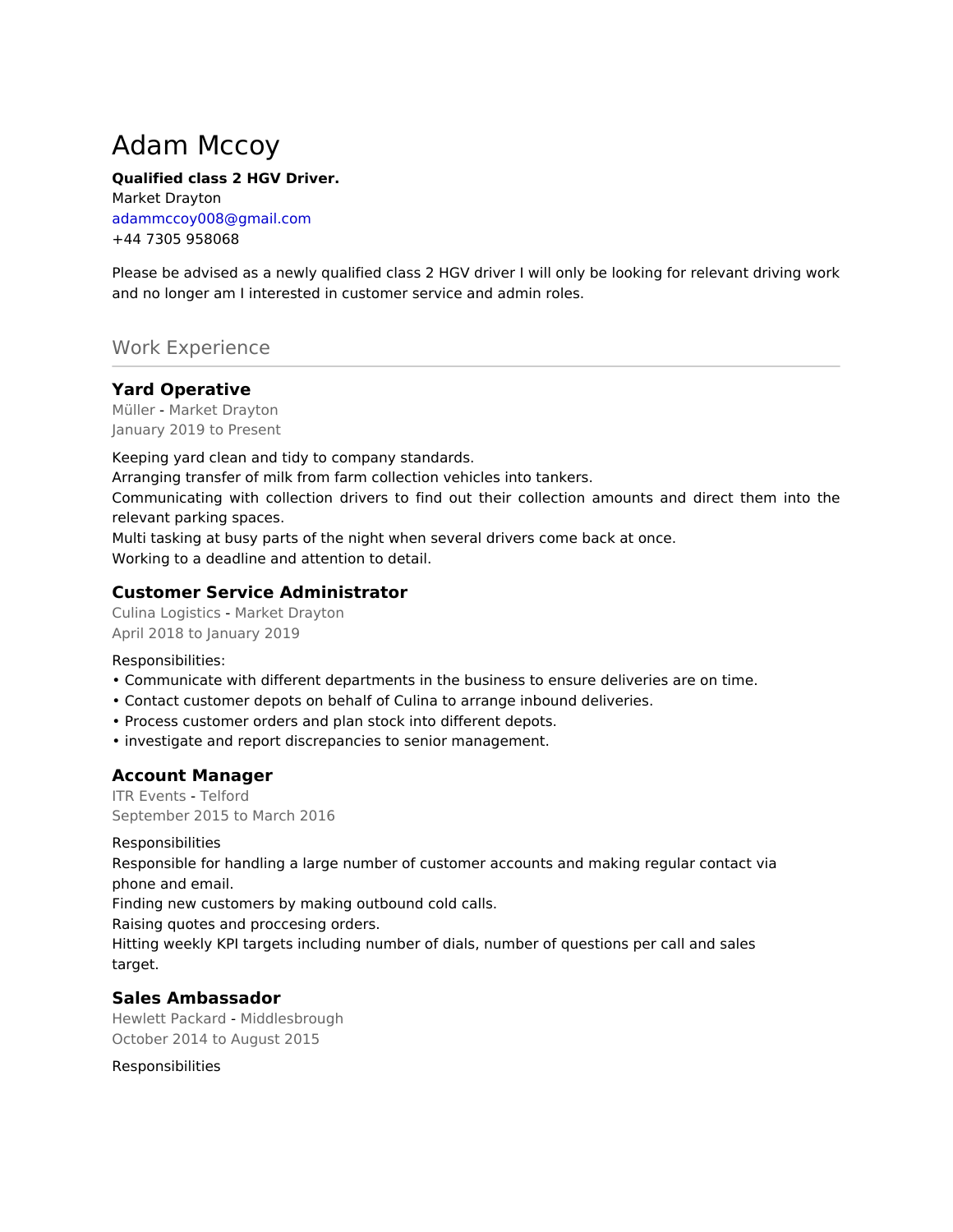# Adam Mccoy

**Qualified class 2 HGV Driver.**
Market Drayton
adammccoy008@gmail.com
+44 7305 958068

Please be advised as a newly qualified class 2 HGV driver I will only be looking for relevant driving work and no longer am I interested in customer service and admin roles.

## Work Experience

### Yard Operative

Müller - Market Drayton
January 2019 to Present

Keeping yard clean and tidy to company standards.
Arranging transfer of milk from farm collection vehicles into tankers.
Communicating with collection drivers to find out their collection amounts and direct them into the relevant parking spaces.
Multi tasking at busy parts of the night when several drivers come back at once.
Working to a deadline and attention to detail.

### Customer Service Administrator

Culina Logistics - Market Drayton
April 2018 to January 2019

Responsibilities:

- Communicate with different departments in the business to ensure deliveries are on time.
- Contact customer depots on behalf of Culina to arrange inbound deliveries.
- Process customer orders and plan stock into different depots.
- investigate and report discrepancies to senior management.

### Account Manager

ITR Events - Telford
September 2015 to March 2016

Responsibilities
Responsible for handling a large number of customer accounts and making regular contact via phone and email.
Finding new customers by making outbound cold calls.
Raising quotes and proccesing orders.
Hitting weekly KPI targets including number of dials, number of questions per call and sales target.

### Sales Ambassador

Hewlett Packard - Middlesbrough
October 2014 to August 2015

Responsibilities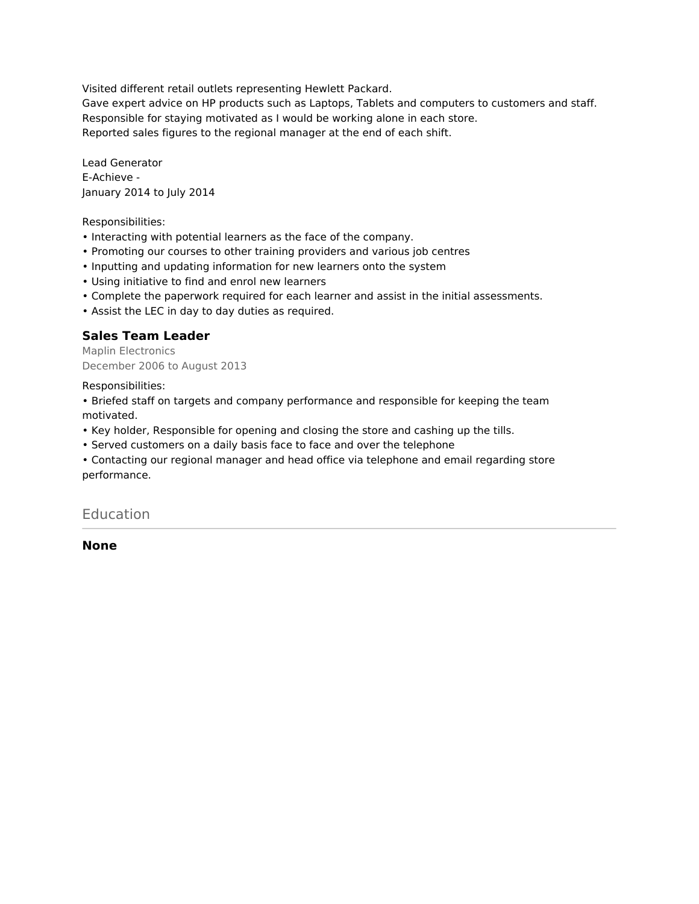Visited different retail outlets representing Hewlett Packard.
Gave expert advice on HP products such as Laptops, Tablets and computers to customers and staff.
Responsible for staying motivated as I would be working alone in each store.
Reported sales figures to the regional manager at the end of each shift.

Lead Generator
E-Achieve -
January 2014 to July 2014

Responsibilities:
• Interacting with potential learners as the face of the company.
• Promoting our courses to other training providers and various job centres
• Inputting and updating information for new learners onto the system
• Using initiative to find and enrol new learners
• Complete the paperwork required for each learner and assist in the initial assessments.
• Assist the LEC in day to day duties as required.

### Sales Team Leader

Maplin Electronics
December 2006 to August 2013

Responsibilities:
• Briefed staff on targets and company performance and responsible for keeping the team motivated.
• Key holder, Responsible for opening and closing the store and cashing up the tills.
• Served customers on a daily basis face to face and over the telephone
• Contacting our regional manager and head office via telephone and email regarding store performance.

## Education

### None